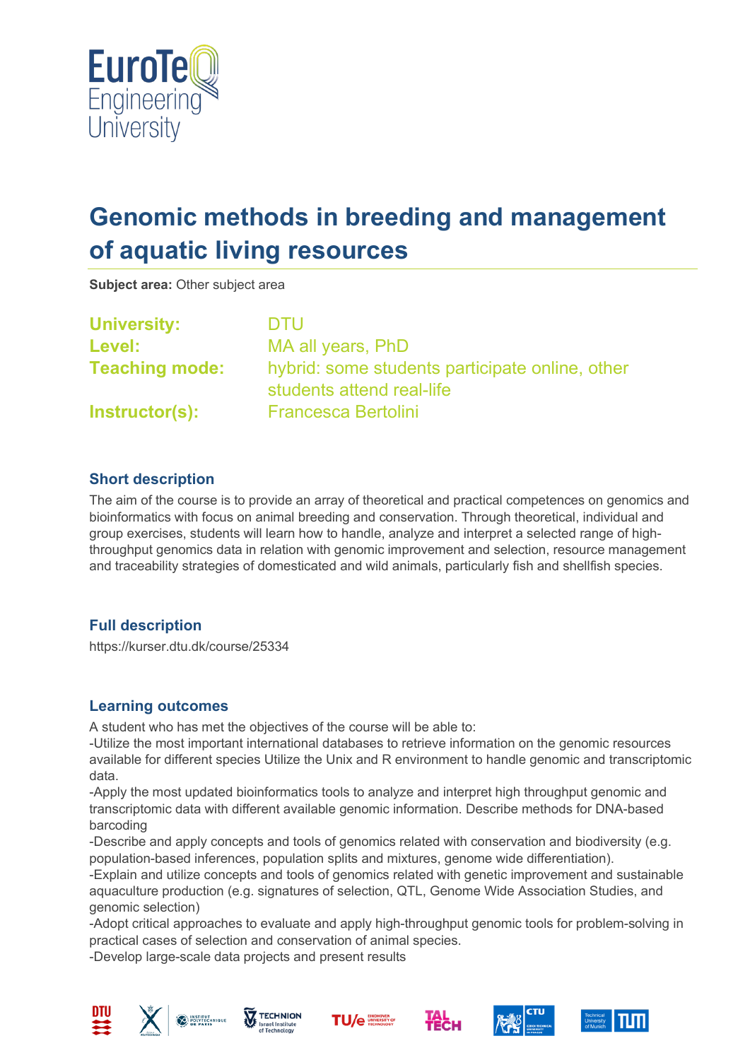# Genomic methods in breeding and management of aquatic living resources

**Subject area:** Other subject area

**University:** DTU
**Level:** MA all years, PhD
**Teaching mode:** hybrid: some students participate online, other students attend real-life
**Instructor(s):** Francesca Bertolini

## Short description

The aim of the course is to provide an array of theoretical and practical competences on genomics and bioinformatics with focus on animal breeding and conservation. Through theoretical, individual and group exercises, students will learn how to handle, analyze and interpret a selected range of high-throughput genomics data in relation with genomic improvement and selection, resource management and traceability strategies of domesticated and wild animals, particularly fish and shellfish species.

## Full description

https://kurser.dtu.dk/course/25334

## Learning outcomes

A student who has met the objectives of the course will be able to:
-Utilize the most important international databases to retrieve information on the genomic resources available for different species Utilize the Unix and R environment to handle genomic and transcriptomic data.
-Apply the most updated bioinformatics tools to analyze and interpret high throughput genomic and transcriptomic data with different available genomic information. Describe methods for DNA-based barcoding
-Describe and apply concepts and tools of genomics related with conservation and biodiversity (e.g. population-based inferences, population splits and mixtures, genome wide differentiation).
-Explain and utilize concepts and tools of genomics related with genetic improvement and sustainable aquaculture production (e.g. signatures of selection, QTL, Genome Wide Association Studies, and genomic selection)
-Adopt critical approaches to evaluate and apply high-throughput genomic tools for problem-solving in practical cases of selection and conservation of animal species.
-Develop large-scale data projects and present results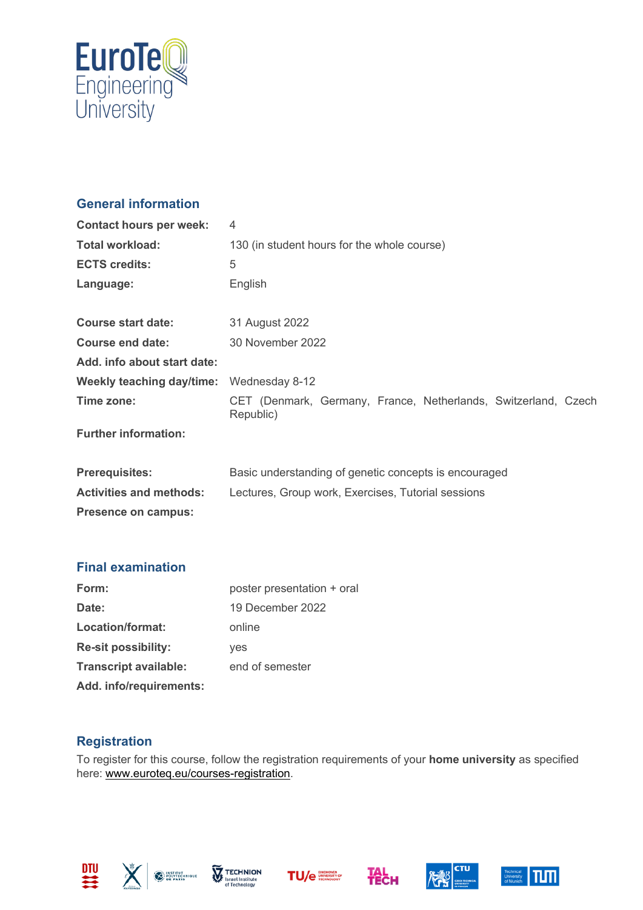## General information

| | |
|---|---|
| **Contact hours per week:** | 4 |
| **Total workload:** | 130 (in student hours for the whole course) |
| **ECTS credits:** | 5 |
| **Language:** | English |
| | |
| **Course start date:** | 31 August 2022 |
| **Course end date:** | 30 November 2022 |
| **Add. info about start date:** | |
| **Weekly teaching day/time:** | Wednesday 8-12 |
| **Time zone:** | CET (Denmark, Germany, France, Netherlands, Switzerland, Czech Republic) |
| **Further information:** | |
| | |
| **Prerequisites:** | Basic understanding of genetic concepts is encouraged |
| **Activities and methods:** | Lectures, Group work, Exercises, Tutorial sessions |
| **Presence on campus:** | |

## Final examination

| | |
|---|---|
| **Form:** | poster presentation + oral |
| **Date:** | 19 December 2022 |
| **Location/format:** | online |
| **Re-sit possibility:** | yes |
| **Transcript available:** | end of semester |
| **Add. info/requirements:** | |

## Registration

To register for this course, follow the registration requirements of your **home university** as specified here: www.euroteq.eu/courses-registration.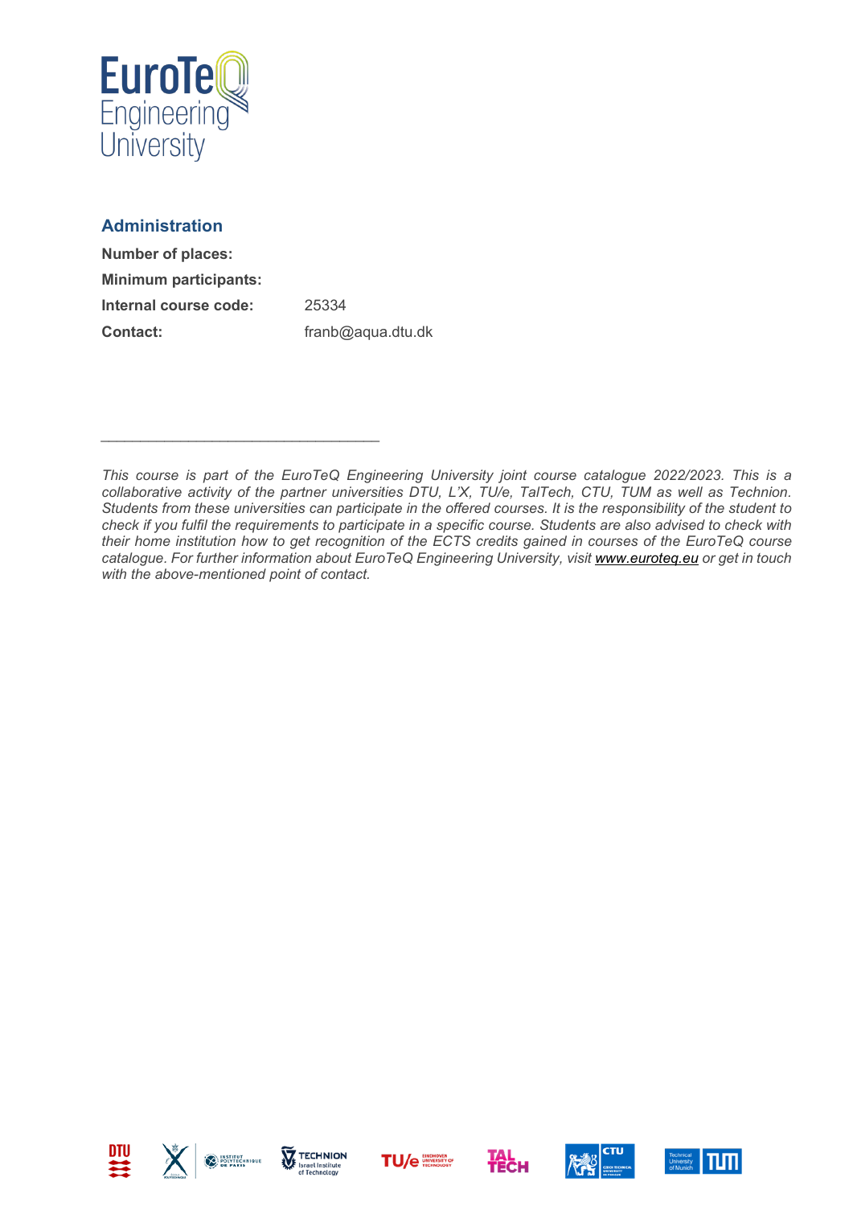## Administration

| | |
|---|---|
| **Number of places:** | |
| **Minimum participants:** | |
| **Internal course code:** | 25334 |
| **Contact:** | franb@aqua.dtu.dk |

---

*This course is part of the EuroTeQ Engineering University joint course catalogue 2022/2023. This is a collaborative activity of the partner universities DTU, L'X, TU/e, TalTech, CTU, TUM as well as Technion. Students from these universities can participate in the offered courses. It is the responsibility of the student to check if you fulfil the requirements to participate in a specific course. Students are also advised to check with their home institution how to get recognition of the ECTS credits gained in courses of the EuroTeQ course catalogue. For further information about EuroTeQ Engineering University, visit [www.euroteq.eu](http://www.euroteq.eu) or get in touch with the above-mentioned point of contact.*